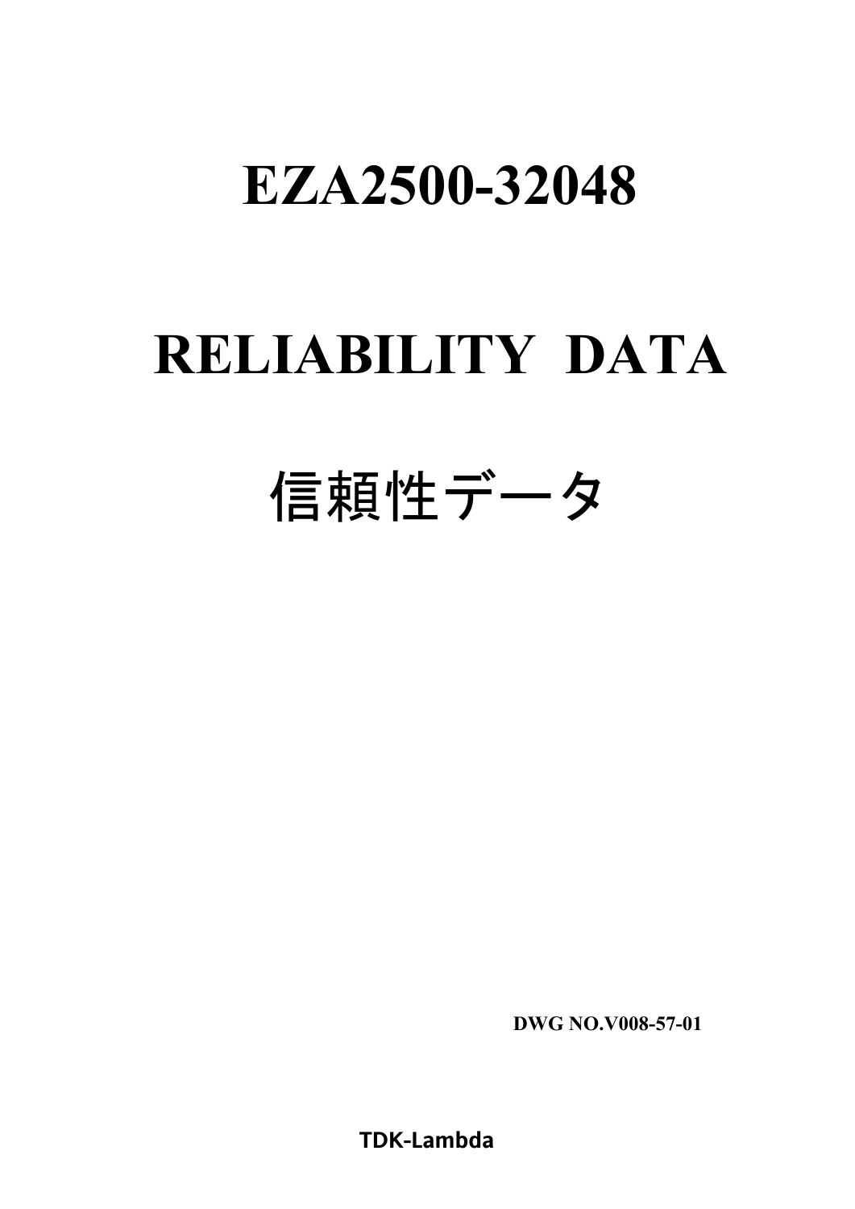# EZA2500-32048

# RELIABILITY DATA

# 信頼性データ

**DWG NO.V008-57-01**

**TDK-Lambda**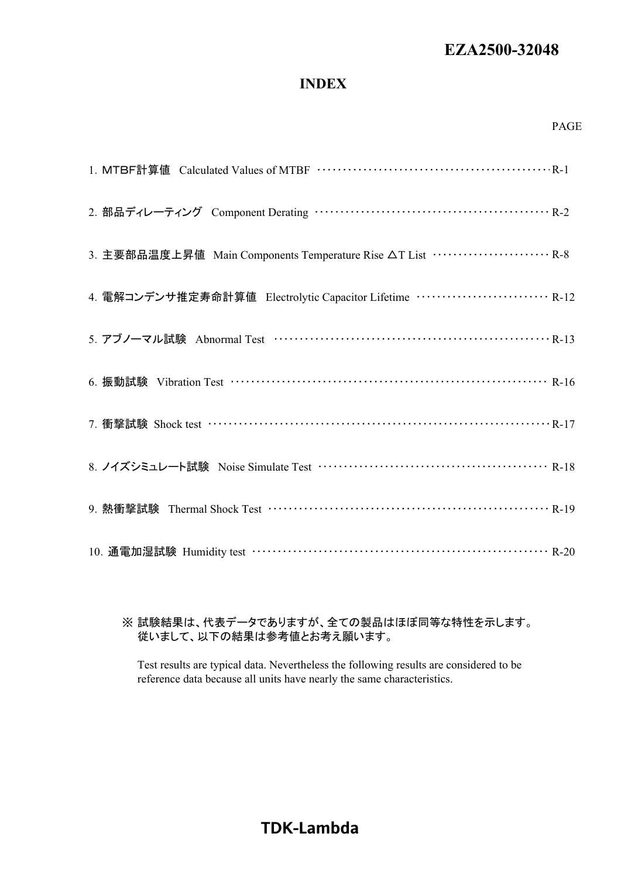# EZA2500-32048

## INDEX

| | PAGE |
|---|---|
| 1. MTBF計算値　Calculated Values of MTBF | R-1 |
| 2. 部品ディレーティング　Component Derating | R-2 |
| 3. 主要部品温度上昇値　Main Components Temperature Rise △T List | R-8 |
| 4. 電解コンデンサ推定寿命計算値　Electrolytic Capacitor Lifetime | R-12 |
| 5. アブノーマル試験　Abnormal Test | R-13 |
| 6. 振動試験　Vibration Test | R-16 |
| 7. 衝撃試験　Shock test | R-17 |
| 8. ノイズシミュレート試験　Noise Simulate Test | R-18 |
| 9. 熱衝撃試験　Thermal Shock Test | R-19 |
| 10. 通電加湿試験　Humidity test | R-20 |

※ 試験結果は、代表データでありますが、全ての製品はほぼ同等な特性を示します。
従いまして、以下の結果は参考値とお考え願います。

Test results are typical data. Nevertheless the following results are considered to be reference data because all units have nearly the same characteristics.

**TDK-Lambda**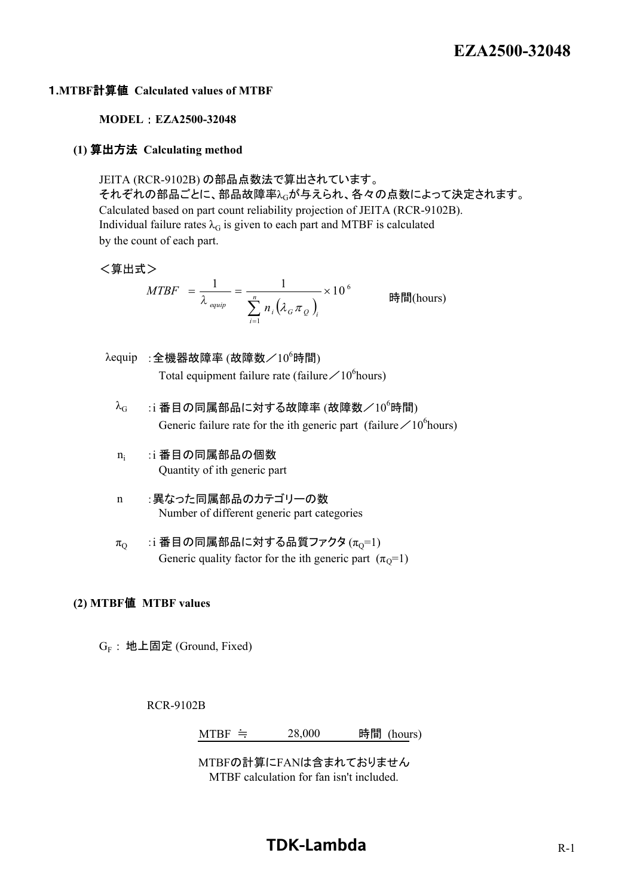## 1.MTBF計算値 Calculated values of MTBF

**MODEL：EZA2500-32048**

### (1) 算出方法 Calculating method

JEITA (RCR-9102B) の部品点数法で算出されています。
それぞれの部品ごとに、部品故障率$\lambda_G$が与えられ、各々の点数によって決定されます。
Calculated based on part count reliability projection of JEITA (RCR-9102B).
Individual failure rates $\lambda_G$ is given to each part and MTBF is calculated by the count of each part.

＜算出式＞

$$MTBF = \frac{1}{\lambda_{equip}} = \frac{1}{\sum_{i=1}^{n} n_i \left(\lambda_G \pi_Q\right)_i} \times 10^6 \quad \text{時間(hours)}$$

$\lambda equip$ :全機器故障率 (故障数／$10^6$時間)
Total equipment failure rate (failure／$10^6$hours)

$\lambda_G$ :i 番目の同属部品に対する故障率 (故障数／$10^6$時間)
Generic failure rate for the ith generic part (failure／$10^6$hours)

$n_i$ :i 番目の同属部品の個数
Quantity of ith generic part

n :異なった同属部品のカテゴリーの数
Number of different generic part categories

$\pi_Q$ :i 番目の同属部品に対する品質ファクタ ($\pi_Q$=1)
Generic quality factor for the ith generic part ($\pi_Q$=1)

### (2) MTBF値 MTBF values

$G_F$ : 地上固定 (Ground, Fixed)

RCR-9102B

MTBF ≒ 28,000 時間 (hours)

MTBFの計算にFANは含まれておりません
MTBF calculation for fan isn't included.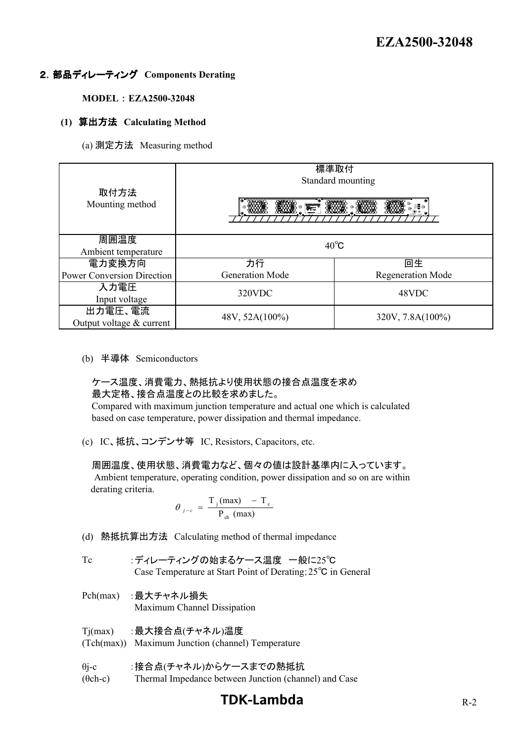## 2. 部品ディレーティング Components Derating

**MODEL : EZA2500-32048**

### (1) 算出方法 Calculating Method

(a) 測定方法 Measuring method

| 取付方法<br>Mounting method | 標準取付<br>Standard mounting | |
|---|---|---|
| 周囲温度<br>Ambient temperature | 40℃ | |
| 電力変換方向<br>Power Conversion Direction | 力行<br>Generation Mode | 回生<br>Regeneration Mode |
| 入力電圧<br>Input voltage | 320VDC | 48VDC |
| 出力電圧、電流<br>Output voltage & current | 48V, 52A(100%) | 320V, 7.8A(100%) |

(b) 半導体 Semiconductors

ケース温度、消費電力、熱抵抗より使用状態の接合点温度を求め
最大定格、接合点温度との比較を求めました。
Compared with maximum junction temperature and actual one which is calculated based on case temperature, power dissipation and thermal impedance.

(c) IC、抵抗、コンデンサ等 IC, Resistors, Capacitors, etc.

周囲温度、使用状態、消費電力など、個々の値は設計基準内に入っています。
Ambient temperature, operating condition, power dissipation and so on are within derating criteria.

$$\theta_{j-c} = \frac{T_j(\max) - T_c}{P_{ch}(\max)}$$

(d) 熱抵抗算出方法 Calculating method of thermal impedance

Tc : ディレーティングの始まるケース温度 一般に25℃
Case Temperature at Start Point of Derating; 25℃ in General

Pch(max) : 最大チャネル損失
Maximum Channel Dissipation

Tj(max) (Tch(max)) : 最大接合点(チャネル)温度
Maximum Junction (channel) Temperature

θj-c (θch-c) : 接合点(チャネル)からケースまでの熱抵抗
Thermal Impedance between Junction (channel) and Case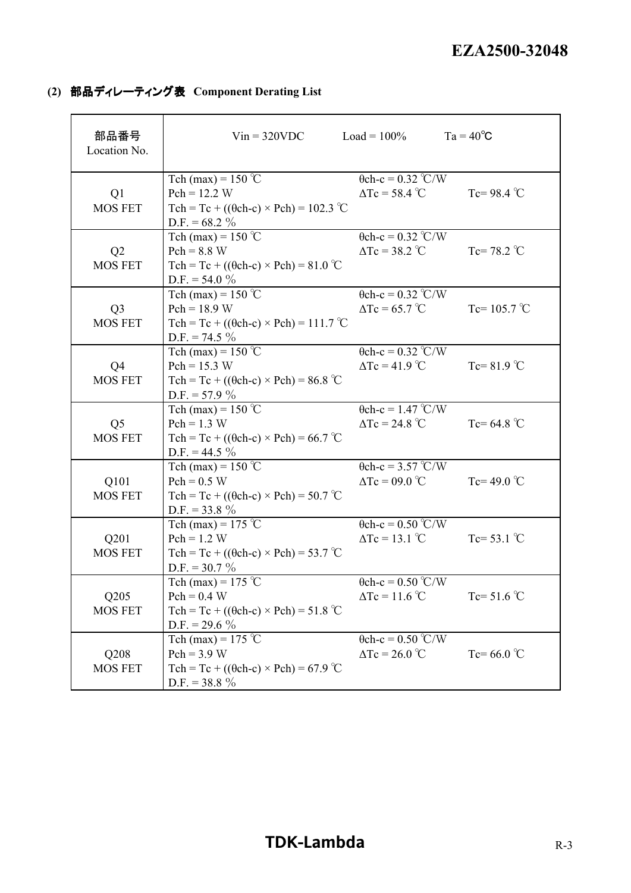**(2) 部品ディレーティング表 Component Derating List**

| 部品番号 Location No. | Vin = 320VDC | Load = 100% | Ta = 40℃ |
|---|---|---|---|
| Q1 MOS FET | Tch (max) = 150 ℃<br>Pch = 12.2 W<br>Tch = Tc + ((θch-c) × Pch) = 102.3 ℃<br>D.F. = 68.2 % | θch-c = 0.32 ℃/W<br>ΔTc = 58.4 ℃ | Tc= 98.4 ℃ |
| Q2 MOS FET | Tch (max) = 150 ℃<br>Pch = 8.8 W<br>Tch = Tc + ((θch-c) × Pch) = 81.0 ℃<br>D.F. = 54.0 % | θch-c = 0.32 ℃/W<br>ΔTc = 38.2 ℃ | Tc= 78.2 ℃ |
| Q3 MOS FET | Tch (max) = 150 ℃<br>Pch = 18.9 W<br>Tch = Tc + ((θch-c) × Pch) = 111.7 ℃<br>D.F. = 74.5 % | θch-c = 0.32 ℃/W<br>ΔTc = 65.7 ℃ | Tc= 105.7 ℃ |
| Q4 MOS FET | Tch (max) = 150 ℃<br>Pch = 15.3 W<br>Tch = Tc + ((θch-c) × Pch) = 86.8 ℃<br>D.F. = 57.9 % | θch-c = 0.32 ℃/W<br>ΔTc = 41.9 ℃ | Tc= 81.9 ℃ |
| Q5 MOS FET | Tch (max) = 150 ℃<br>Pch = 1.3 W<br>Tch = Tc + ((θch-c) × Pch) = 66.7 ℃<br>D.F. = 44.5 % | θch-c = 1.47 ℃/W<br>ΔTc = 24.8 ℃ | Tc= 64.8 ℃ |
| Q101 MOS FET | Tch (max) = 150 ℃<br>Pch = 0.5 W<br>Tch = Tc + ((θch-c) × Pch) = 50.7 ℃<br>D.F. = 33.8 % | θch-c = 3.57 ℃/W<br>ΔTc = 09.0 ℃ | Tc= 49.0 ℃ |
| Q201 MOS FET | Tch (max) = 175 ℃<br>Pch = 1.2 W<br>Tch = Tc + ((θch-c) × Pch) = 53.7 ℃<br>D.F. = 30.7 % | θch-c = 0.50 ℃/W<br>ΔTc = 13.1 ℃ | Tc= 53.1 ℃ |
| Q205 MOS FET | Tch (max) = 175 ℃<br>Pch = 0.4 W<br>Tch = Tc + ((θch-c) × Pch) = 51.8 ℃<br>D.F. = 29.6 % | θch-c = 0.50 ℃/W<br>ΔTc = 11.6 ℃ | Tc= 51.6 ℃ |
| Q208 MOS FET | Tch (max) = 175 ℃<br>Pch = 3.9 W<br>Tch = Tc + ((θch-c) × Pch) = 67.9 ℃<br>D.F. = 38.8 % | θch-c = 0.50 ℃/W<br>ΔTc = 26.0 ℃ | Tc= 66.0 ℃ |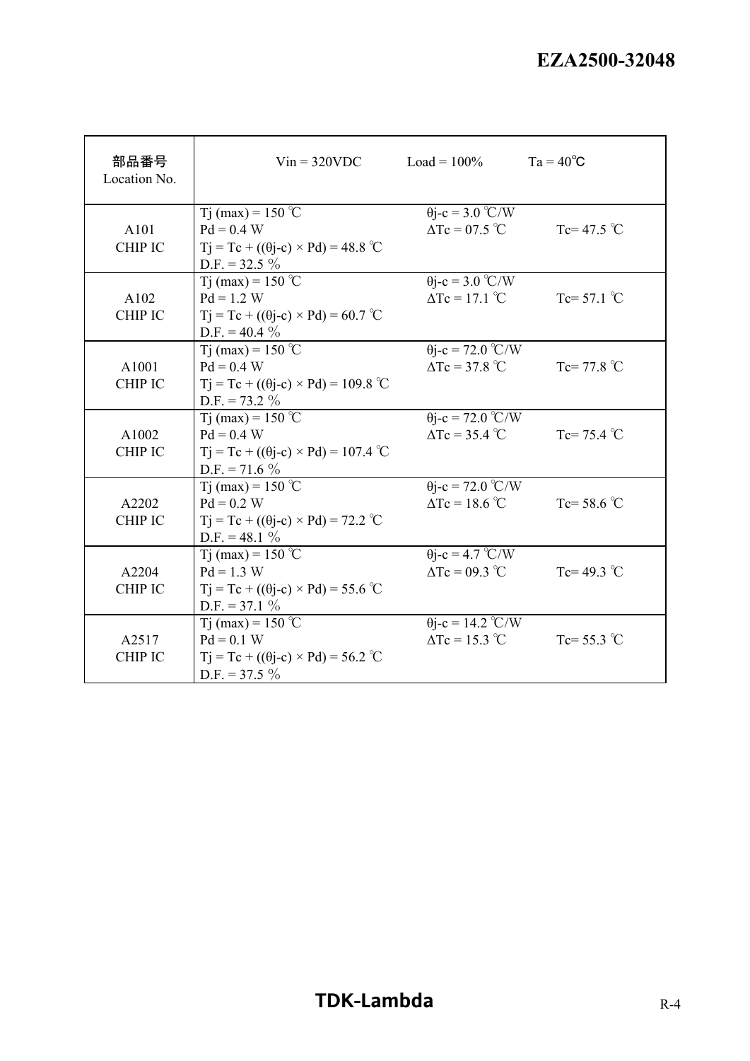| 部品番号 Location No. | Vin = 320VDC | Load = 100% | Ta = 40℃ |
|---|---|---|---|
| A101 CHIP IC | Tj (max) = 150 ℃<br>Pd = 0.4 W<br>Tj = Tc + ((θj-c) × Pd) = 48.8 ℃<br>D.F. = 32.5 % | θj-c = 3.0 ℃/W<br>ΔTc = 07.5 ℃ | Tc= 47.5 ℃ |
| A102 CHIP IC | Tj (max) = 150 ℃<br>Pd = 1.2 W<br>Tj = Tc + ((θj-c) × Pd) = 60.7 ℃<br>D.F. = 40.4 % | θj-c = 3.0 ℃/W<br>ΔTc = 17.1 ℃ | Tc= 57.1 ℃ |
| A1001 CHIP IC | Tj (max) = 150 ℃<br>Pd = 0.4 W<br>Tj = Tc + ((θj-c) × Pd) = 109.8 ℃<br>D.F. = 73.2 % | θj-c = 72.0 ℃/W<br>ΔTc = 37.8 ℃ | Tc= 77.8 ℃ |
| A1002 CHIP IC | Tj (max) = 150 ℃<br>Pd = 0.4 W<br>Tj = Tc + ((θj-c) × Pd) = 107.4 ℃<br>D.F. = 71.6 % | θj-c = 72.0 ℃/W<br>ΔTc = 35.4 ℃ | Tc= 75.4 ℃ |
| A2202 CHIP IC | Tj (max) = 150 ℃<br>Pd = 0.2 W<br>Tj = Tc + ((θj-c) × Pd) = 72.2 ℃<br>D.F. = 48.1 % | θj-c = 72.0 ℃/W<br>ΔTc = 18.6 ℃ | Tc= 58.6 ℃ |
| A2204 CHIP IC | Tj (max) = 150 ℃<br>Pd = 1.3 W<br>Tj = Tc + ((θj-c) × Pd) = 55.6 ℃<br>D.F. = 37.1 % | θj-c = 4.7 ℃/W<br>ΔTc = 09.3 ℃ | Tc= 49.3 ℃ |
| A2517 CHIP IC | Tj (max) = 150 ℃<br>Pd = 0.1 W<br>Tj = Tc + ((θj-c) × Pd) = 56.2 ℃<br>D.F. = 37.5 % | θj-c = 14.2 ℃/W<br>ΔTc = 15.3 ℃ | Tc= 55.3 ℃ |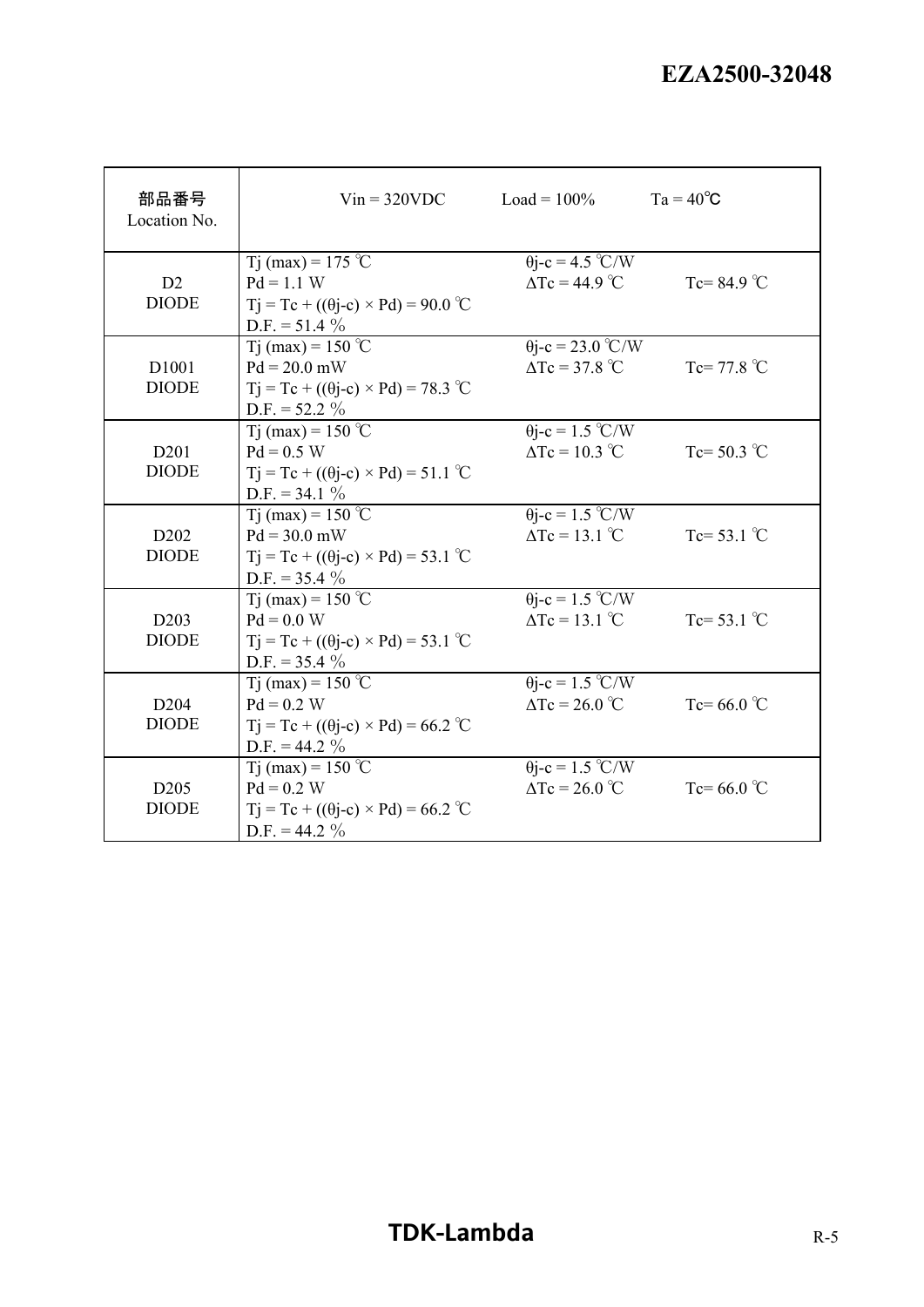| 部品番号<br>Location No. | Vin = 320VDC | Load = 100% | Ta = 40℃ |
|---|---|---|---|
| D2<br>DIODE | Tj (max) = 175 ℃<br>Pd = 1.1 W<br>Tj = Tc + ((θj-c) × Pd) = 90.0 ℃<br>D.F. = 51.4 % | θj-c = 4.5 ℃/W<br>ΔTc = 44.9 ℃ | Tc= 84.9 ℃ |
| D1001<br>DIODE | Tj (max) = 150 ℃<br>Pd = 20.0 mW<br>Tj = Tc + ((θj-c) × Pd) = 78.3 ℃<br>D.F. = 52.2 % | θj-c = 23.0 ℃/W<br>ΔTc = 37.8 ℃ | Tc= 77.8 ℃ |
| D201<br>DIODE | Tj (max) = 150 ℃<br>Pd = 0.5 W<br>Tj = Tc + ((θj-c) × Pd) = 51.1 ℃<br>D.F. = 34.1 % | θj-c = 1.5 ℃/W<br>ΔTc = 10.3 ℃ | Tc= 50.3 ℃ |
| D202<br>DIODE | Tj (max) = 150 ℃<br>Pd = 30.0 mW<br>Tj = Tc + ((θj-c) × Pd) = 53.1 ℃<br>D.F. = 35.4 % | θj-c = 1.5 ℃/W<br>ΔTc = 13.1 ℃ | Tc= 53.1 ℃ |
| D203<br>DIODE | Tj (max) = 150 ℃<br>Pd = 0.0 W<br>Tj = Tc + ((θj-c) × Pd) = 53.1 ℃<br>D.F. = 35.4 % | θj-c = 1.5 ℃/W<br>ΔTc = 13.1 ℃ | Tc= 53.1 ℃ |
| D204<br>DIODE | Tj (max) = 150 ℃<br>Pd = 0.2 W<br>Tj = Tc + ((θj-c) × Pd) = 66.2 ℃<br>D.F. = 44.2 % | θj-c = 1.5 ℃/W<br>ΔTc = 26.0 ℃ | Tc= 66.0 ℃ |
| D205<br>DIODE | Tj (max) = 150 ℃<br>Pd = 0.2 W<br>Tj = Tc + ((θj-c) × Pd) = 66.2 ℃<br>D.F. = 44.2 % | θj-c = 1.5 ℃/W<br>ΔTc = 26.0 ℃ | Tc= 66.0 ℃ |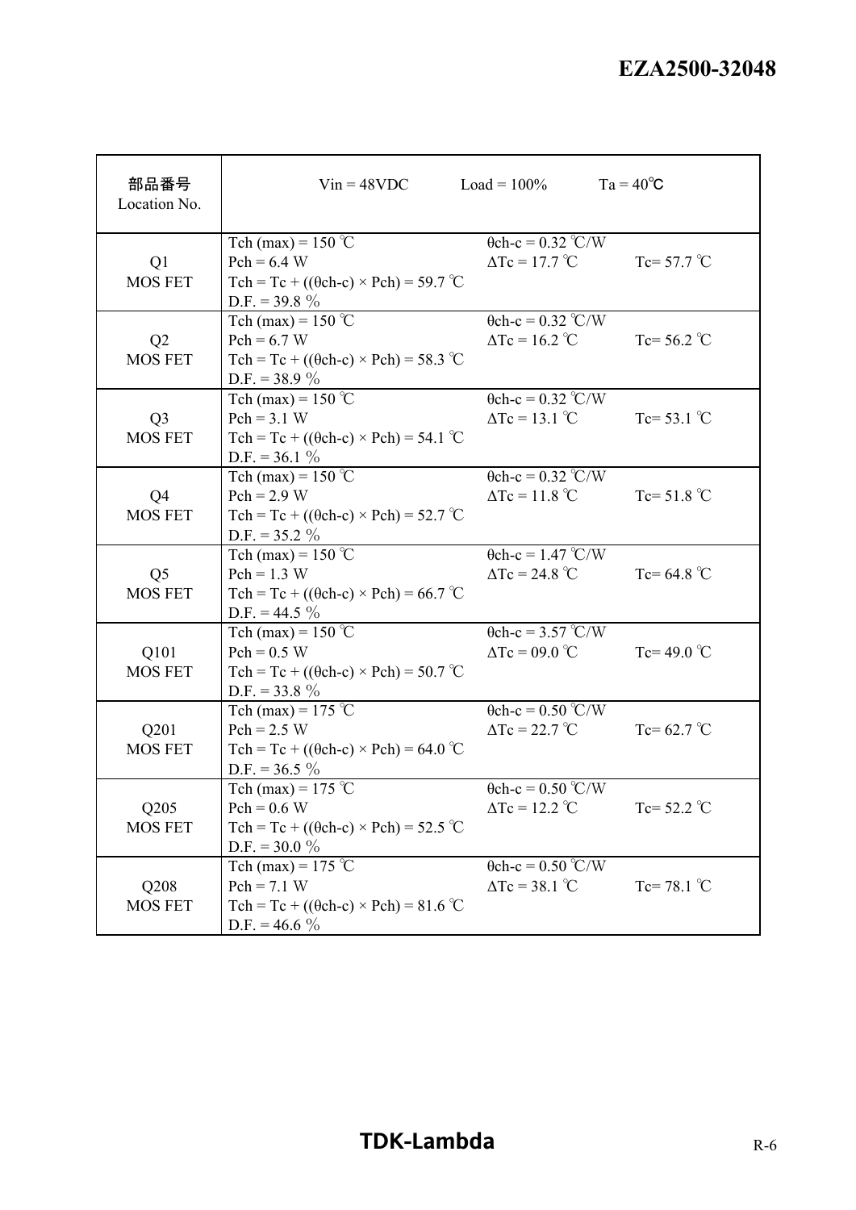| 部品番号<br>Location No. | Vin = 48VDC　　Load = 100%　　Ta = 40℃ | | |
|---|---|---|---|
| Q1<br>MOS FET | Tch (max) = 150 ℃<br>Pch = 6.4 W<br>Tch = Tc + ((θch-c) × Pch) = 59.7 ℃<br>D.F. = 39.8 % | θch-c = 0.32 ℃/W<br>ΔTc = 17.7 ℃ | Tc= 57.7 ℃ |
| Q2<br>MOS FET | Tch (max) = 150 ℃<br>Pch = 6.7 W<br>Tch = Tc + ((θch-c) × Pch) = 58.3 ℃<br>D.F. = 38.9 % | θch-c = 0.32 ℃/W<br>ΔTc = 16.2 ℃ | Tc= 56.2 ℃ |
| Q3<br>MOS FET | Tch (max) = 150 ℃<br>Pch = 3.1 W<br>Tch = Tc + ((θch-c) × Pch) = 54.1 ℃<br>D.F. = 36.1 % | θch-c = 0.32 ℃/W<br>ΔTc = 13.1 ℃ | Tc= 53.1 ℃ |
| Q4<br>MOS FET | Tch (max) = 150 ℃<br>Pch = 2.9 W<br>Tch = Tc + ((θch-c) × Pch) = 52.7 ℃<br>D.F. = 35.2 % | θch-c = 0.32 ℃/W<br>ΔTc = 11.8 ℃ | Tc= 51.8 ℃ |
| Q5<br>MOS FET | Tch (max) = 150 ℃<br>Pch = 1.3 W<br>Tch = Tc + ((θch-c) × Pch) = 66.7 ℃<br>D.F. = 44.5 % | θch-c = 1.47 ℃/W<br>ΔTc = 24.8 ℃ | Tc= 64.8 ℃ |
| Q101<br>MOS FET | Tch (max) = 150 ℃<br>Pch = 0.5 W<br>Tch = Tc + ((θch-c) × Pch) = 50.7 ℃<br>D.F. = 33.8 % | θch-c = 3.57 ℃/W<br>ΔTc = 09.0 ℃ | Tc= 49.0 ℃ |
| Q201<br>MOS FET | Tch (max) = 175 ℃<br>Pch = 2.5 W<br>Tch = Tc + ((θch-c) × Pch) = 64.0 ℃<br>D.F. = 36.5 % | θch-c = 0.50 ℃/W<br>ΔTc = 22.7 ℃ | Tc= 62.7 ℃ |
| Q205<br>MOS FET | Tch (max) = 175 ℃<br>Pch = 0.6 W<br>Tch = Tc + ((θch-c) × Pch) = 52.5 ℃<br>D.F. = 30.0 % | θch-c = 0.50 ℃/W<br>ΔTc = 12.2 ℃ | Tc= 52.2 ℃ |
| Q208<br>MOS FET | Tch (max) = 175 ℃<br>Pch = 7.1 W<br>Tch = Tc + ((θch-c) × Pch) = 81.6 ℃<br>D.F. = 46.6 % | θch-c = 0.50 ℃/W<br>ΔTc = 38.1 ℃ | Tc= 78.1 ℃ |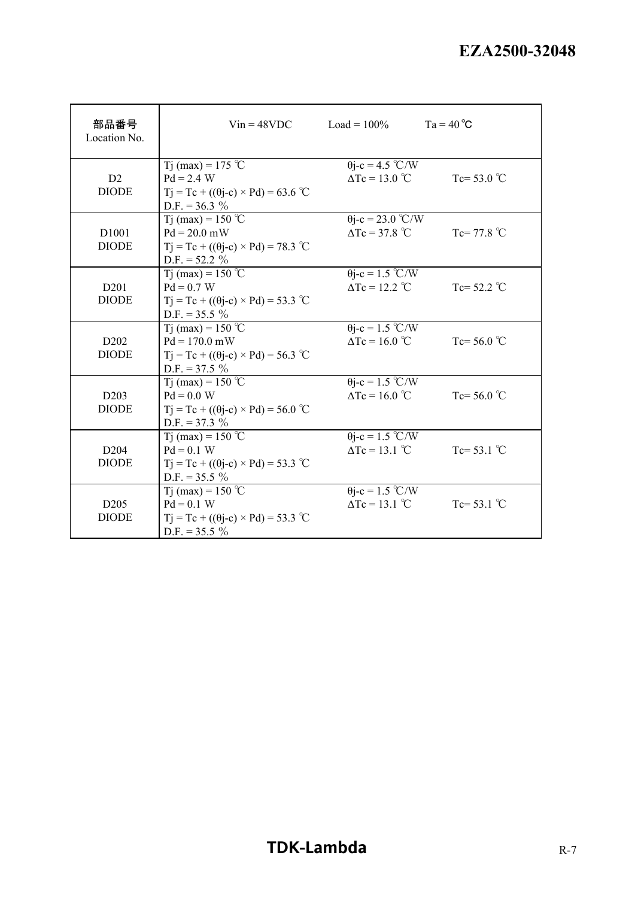| 部品番号<br>Location No. | Vin = 48VDC　　Load = 100%　　Ta = 40 ℃ | | |
| --- | --- | --- | --- |
| D2<br>DIODE | Tj (max) = 175 ℃<br>Pd = 2.4 W<br>Tj = Tc + ((θj-c) × Pd) = 63.6 ℃<br>D.F. = 36.3 % | θj-c = 4.5 ℃/W<br>ΔTc = 13.0 ℃ | Tc= 53.0 ℃ |
| D1001<br>DIODE | Tj (max) = 150 ℃<br>Pd = 20.0 mW<br>Tj = Tc + ((θj-c) × Pd) = 78.3 ℃<br>D.F. = 52.2 % | θj-c = 23.0 ℃/W<br>ΔTc = 37.8 ℃ | Tc= 77.8 ℃ |
| D201<br>DIODE | Tj (max) = 150 ℃<br>Pd = 0.7 W<br>Tj = Tc + ((θj-c) × Pd) = 53.3 ℃<br>D.F. = 35.5 % | θj-c = 1.5 ℃/W<br>ΔTc = 12.2 ℃ | Tc= 52.2 ℃ |
| D202<br>DIODE | Tj (max) = 150 ℃<br>Pd = 170.0 mW<br>Tj = Tc + ((θj-c) × Pd) = 56.3 ℃<br>D.F. = 37.5 % | θj-c = 1.5 ℃/W<br>ΔTc = 16.0 ℃ | Tc= 56.0 ℃ |
| D203<br>DIODE | Tj (max) = 150 ℃<br>Pd = 0.0 W<br>Tj = Tc + ((θj-c) × Pd) = 56.0 ℃<br>D.F. = 37.3 % | θj-c = 1.5 ℃/W<br>ΔTc = 16.0 ℃ | Tc= 56.0 ℃ |
| D204<br>DIODE | Tj (max) = 150 ℃<br>Pd = 0.1 W<br>Tj = Tc + ((θj-c) × Pd) = 53.3 ℃<br>D.F. = 35.5 % | θj-c = 1.5 ℃/W<br>ΔTc = 13.1 ℃ | Tc= 53.1 ℃ |
| D205<br>DIODE | Tj (max) = 150 ℃<br>Pd = 0.1 W<br>Tj = Tc + ((θj-c) × Pd) = 53.3 ℃<br>D.F. = 35.5 % | θj-c = 1.5 ℃/W<br>ΔTc = 13.1 ℃ | Tc= 53.1 ℃ |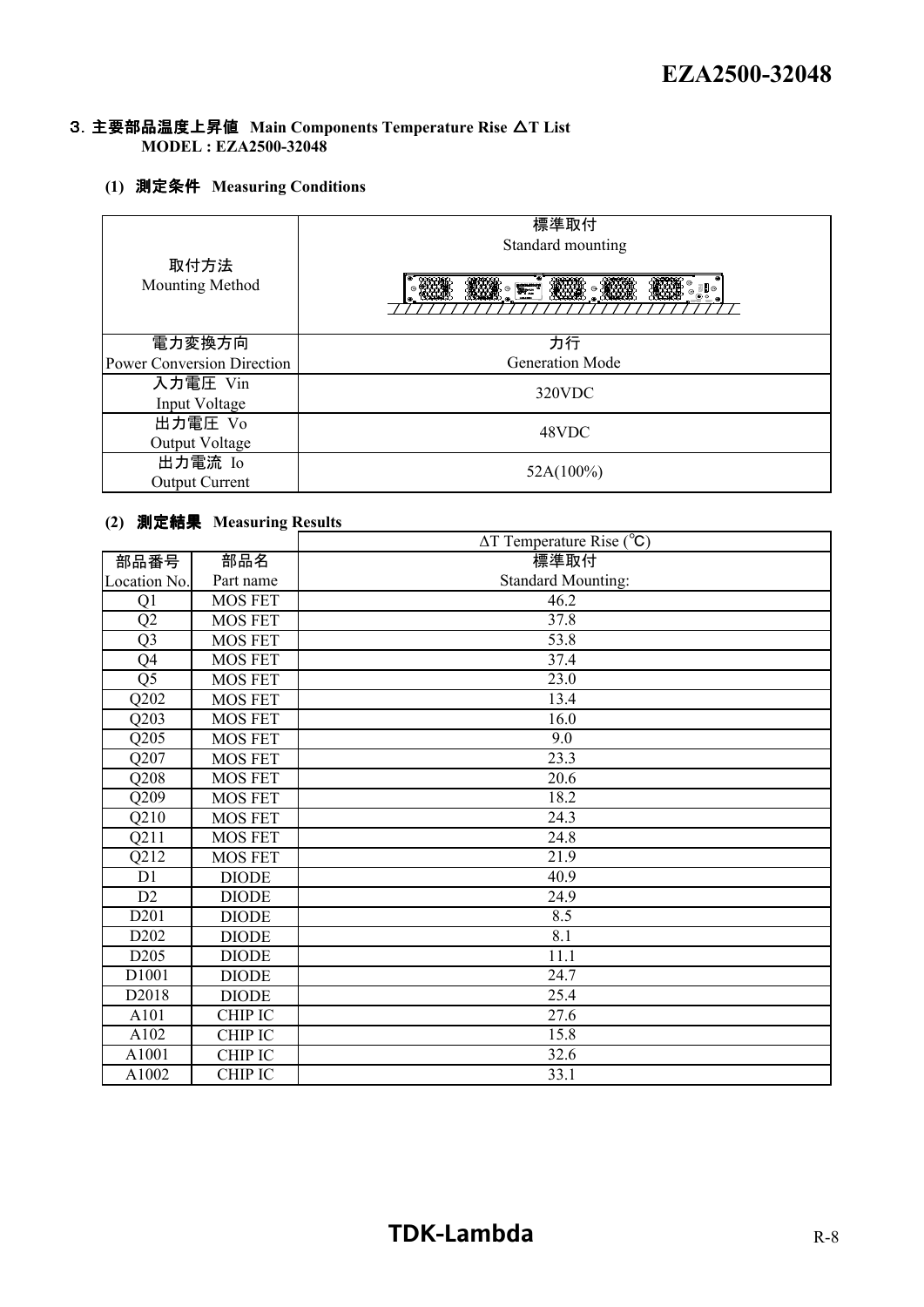## 3. 主要部品温度上昇値 Main Components Temperature Rise ΔT List

**MODEL : EZA2500-32048**

### (1) 測定条件 Measuring Conditions

| | |
|---|---|
| 取付方法<br>Mounting Method | 標準取付<br>Standard mounting |
| 電力変換方向<br>Power Conversion Direction | 力行<br>Generation Mode |
| 入力電圧 Vin<br>Input Voltage | 320VDC |
| 出力電圧 Vo<br>Output Voltage | 48VDC |
| 出力電流 Io<br>Output Current | 52A(100%) |

### (2) 測定結果 Measuring Results

| | | ΔT Temperature Rise (℃) |
|---|---|---|
| 部品番号<br>Location No. | 部品名<br>Part name | 標準取付<br>Standard Mounting: |
| Q1 | MOS FET | 46.2 |
| Q2 | MOS FET | 37.8 |
| Q3 | MOS FET | 53.8 |
| Q4 | MOS FET | 37.4 |
| Q5 | MOS FET | 23.0 |
| Q202 | MOS FET | 13.4 |
| Q203 | MOS FET | 16.0 |
| Q205 | MOS FET | 9.0 |
| Q207 | MOS FET | 23.3 |
| Q208 | MOS FET | 20.6 |
| Q209 | MOS FET | 18.2 |
| Q210 | MOS FET | 24.3 |
| Q211 | MOS FET | 24.8 |
| Q212 | MOS FET | 21.9 |
| D1 | DIODE | 40.9 |
| D2 | DIODE | 24.9 |
| D201 | DIODE | 8.5 |
| D202 | DIODE | 8.1 |
| D205 | DIODE | 11.1 |
| D1001 | DIODE | 24.7 |
| D2018 | DIODE | 25.4 |
| A101 | CHIP IC | 27.6 |
| A102 | CHIP IC | 15.8 |
| A1001 | CHIP IC | 32.6 |
| A1002 | CHIP IC | 33.1 |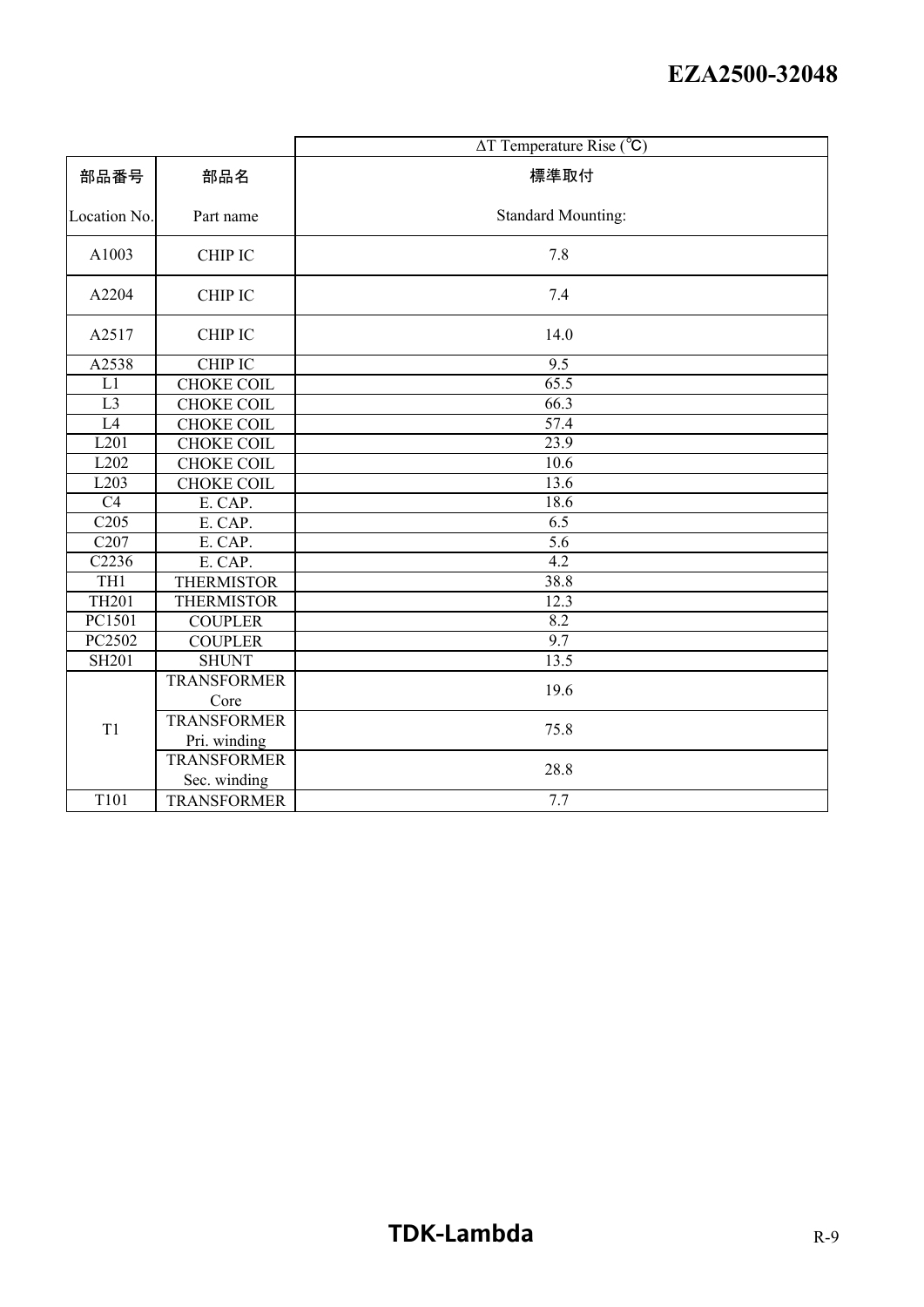| 部品番号<br>Location No. | 部品名<br>Part name | ΔT Temperature Rise (℃)<br>標準取付<br>Standard Mounting: |
|---|---|---|
| A1003 | CHIP IC | 7.8 |
| A2204 | CHIP IC | 7.4 |
| A2517 | CHIP IC | 14.0 |
| A2538 | CHIP IC | 9.5 |
| L1 | CHOKE COIL | 65.5 |
| L3 | CHOKE COIL | 66.3 |
| L4 | CHOKE COIL | 57.4 |
| L201 | CHOKE COIL | 23.9 |
| L202 | CHOKE COIL | 10.6 |
| L203 | CHOKE COIL | 13.6 |
| C4 | E. CAP. | 18.6 |
| C205 | E. CAP. | 6.5 |
| C207 | E. CAP. | 5.6 |
| C2236 | E. CAP. | 4.2 |
| TH1 | THERMISTOR | 38.8 |
| TH201 | THERMISTOR | 12.3 |
| PC1501 | COUPLER | 8.2 |
| PC2502 | COUPLER | 9.7 |
| SH201 | SHUNT | 13.5 |
| T1 | TRANSFORMER Core | 19.6 |
| | TRANSFORMER Pri. winding | 75.8 |
| | TRANSFORMER Sec. winding | 28.8 |
| T101 | TRANSFORMER | 7.7 |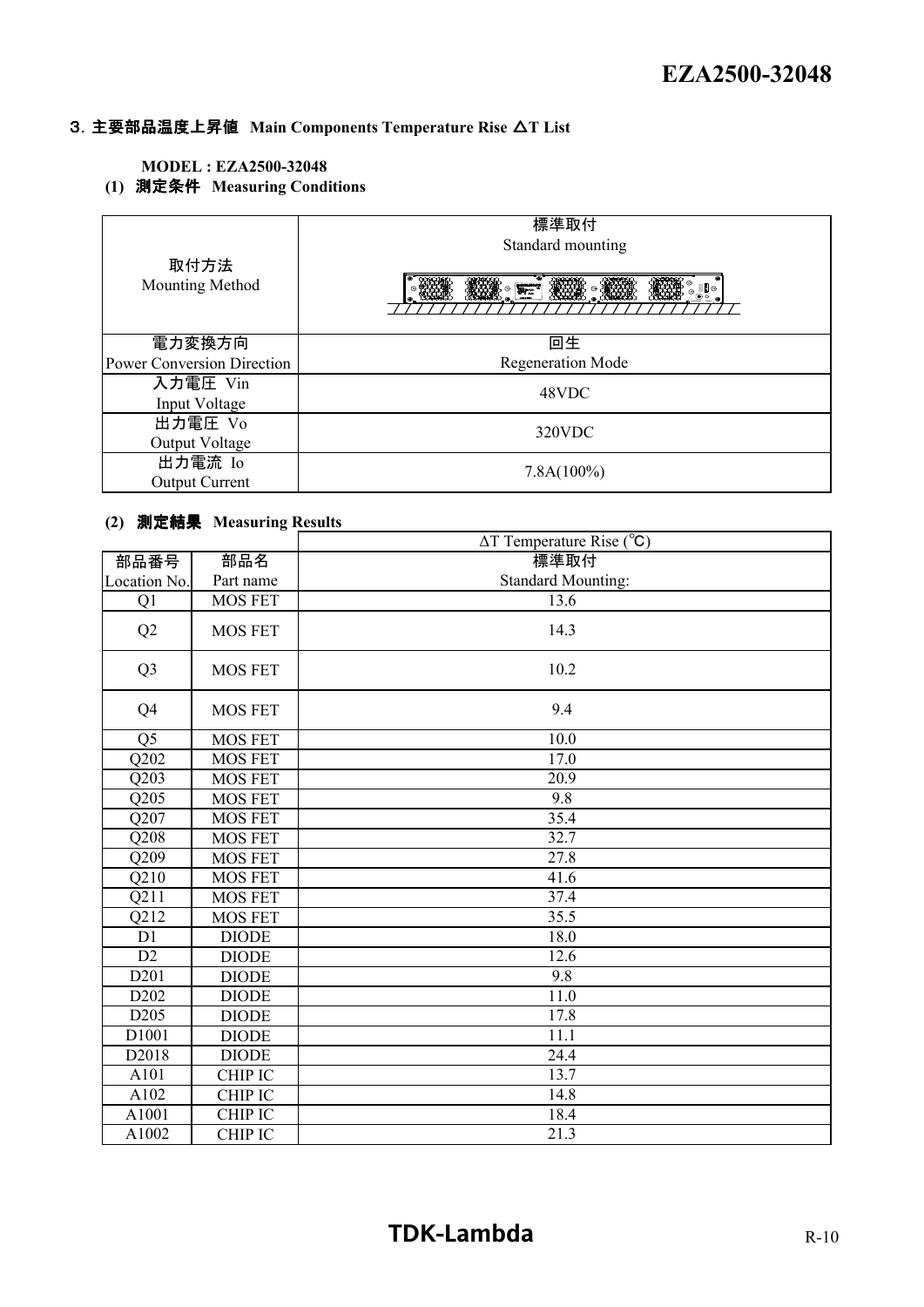## 3. 主要部品温度上昇値 Main Components Temperature Rise ΔT List

**MODEL : EZA2500-32048**

**(1) 測定条件 Measuring Conditions**

| 項目 | 条件 |
|---|---|
| 取付方法<br>Mounting Method | 標準取付<br>Standard mounting |
| 電力変換方向<br>Power Conversion Direction | 回生<br>Regeneration Mode |
| 入力電圧 Vin<br>Input Voltage | 48VDC |
| 出力電圧 Vo<br>Output Voltage | 320VDC |
| 出力電流 Io<br>Output Current | 7.8A(100%) |

**(2) 測定結果 Measuring Results**

| 部品番号<br>Location No. | 部品名<br>Part name | ΔT Temperature Rise (℃)<br>標準取付<br>Standard Mounting: |
|---|---|---|
| Q1 | MOS FET | 13.6 |
| Q2 | MOS FET | 14.3 |
| Q3 | MOS FET | 10.2 |
| Q4 | MOS FET | 9.4 |
| Q5 | MOS FET | 10.0 |
| Q202 | MOS FET | 17.0 |
| Q203 | MOS FET | 20.9 |
| Q205 | MOS FET | 9.8 |
| Q207 | MOS FET | 35.4 |
| Q208 | MOS FET | 32.7 |
| Q209 | MOS FET | 27.8 |
| Q210 | MOS FET | 41.6 |
| Q211 | MOS FET | 37.4 |
| Q212 | MOS FET | 35.5 |
| D1 | DIODE | 18.0 |
| D2 | DIODE | 12.6 |
| D201 | DIODE | 9.8 |
| D202 | DIODE | 11.0 |
| D205 | DIODE | 17.8 |
| D1001 | DIODE | 11.1 |
| D2018 | DIODE | 24.4 |
| A101 | CHIP IC | 13.7 |
| A102 | CHIP IC | 14.8 |
| A1001 | CHIP IC | 18.4 |
| A1002 | CHIP IC | 21.3 |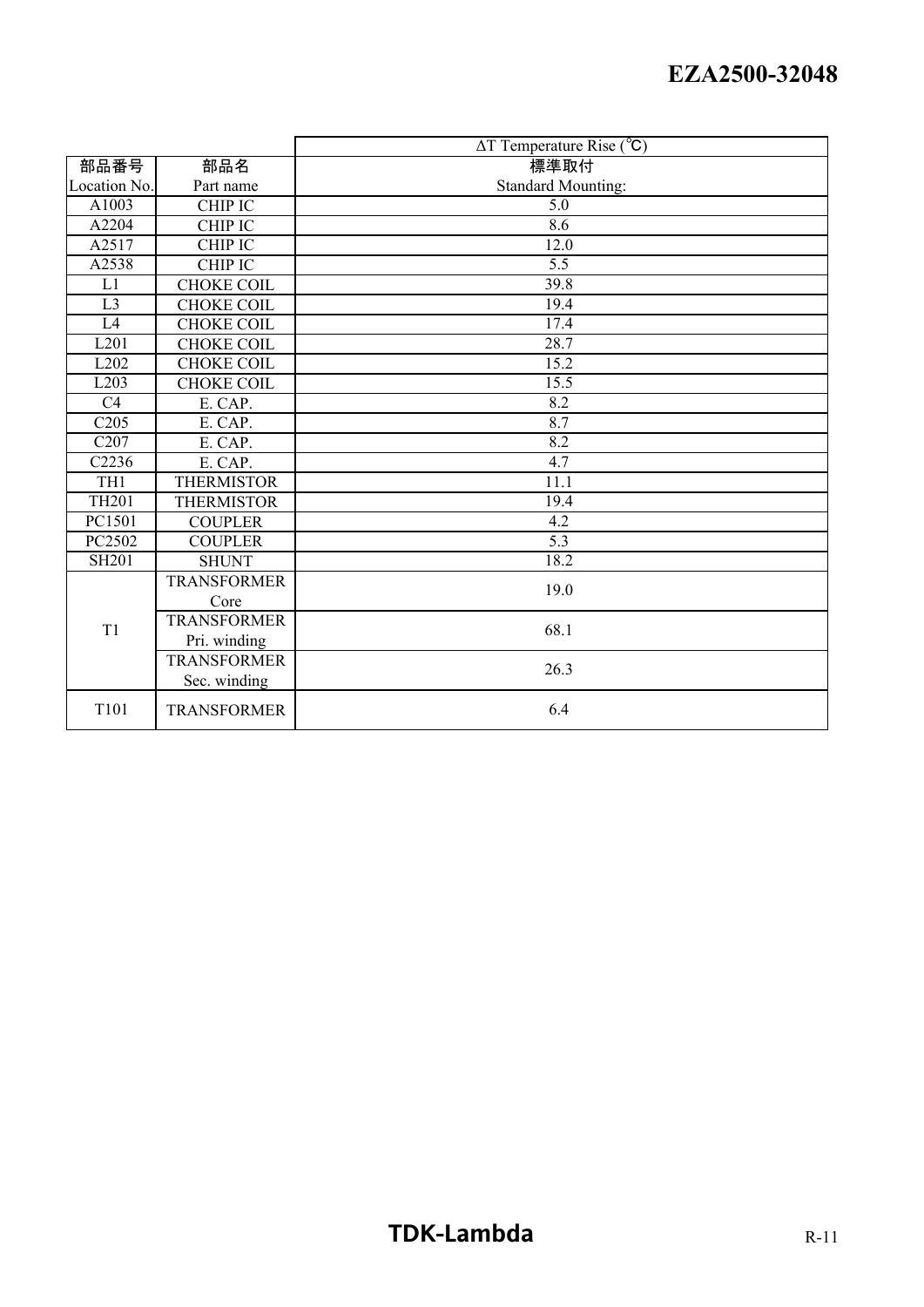| | | ΔT Temperature Rise (℃) |
|---|---|---|
| 部品番号 | 部品名 | 標準取付 |
| Location No. | Part name | Standard Mounting: |
| A1003 | CHIP IC | 5.0 |
| A2204 | CHIP IC | 8.6 |
| A2517 | CHIP IC | 12.0 |
| A2538 | CHIP IC | 5.5 |
| L1 | CHOKE COIL | 39.8 |
| L3 | CHOKE COIL | 19.4 |
| L4 | CHOKE COIL | 17.4 |
| L201 | CHOKE COIL | 28.7 |
| L202 | CHOKE COIL | 15.2 |
| L203 | CHOKE COIL | 15.5 |
| C4 | E. CAP. | 8.2 |
| C205 | E. CAP. | 8.7 |
| C207 | E. CAP. | 8.2 |
| C2236 | E. CAP. | 4.7 |
| TH1 | THERMISTOR | 11.1 |
| TH201 | THERMISTOR | 19.4 |
| PC1501 | COUPLER | 4.2 |
| PC2502 | COUPLER | 5.3 |
| SH201 | SHUNT | 18.2 |
| T1 | TRANSFORMER Core | 19.0 |
| | TRANSFORMER Pri. winding | 68.1 |
| | TRANSFORMER Sec. winding | 26.3 |
| T101 | TRANSFORMER | 6.4 |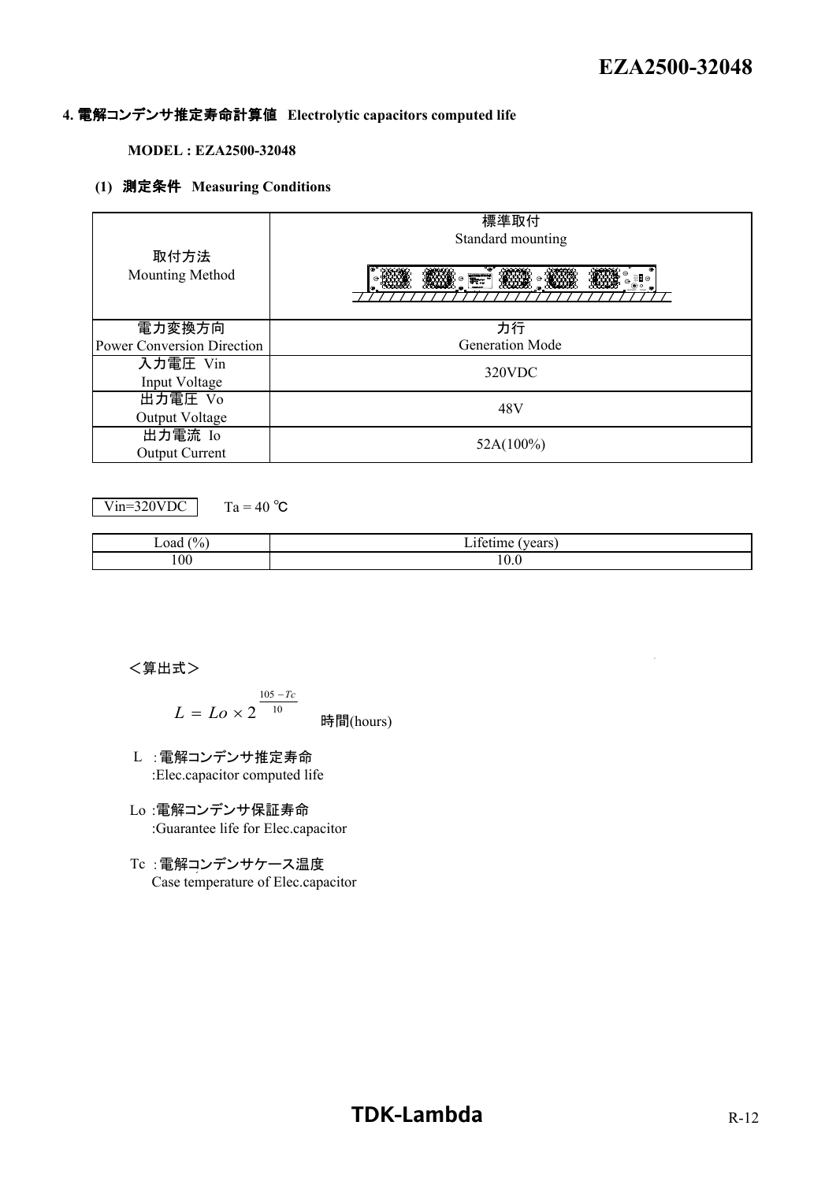## 4. 電解コンデンサ推定寿命計算値　Electrolytic capacitors computed life

**MODEL : EZA2500-32048**

### (1) 測定条件　Measuring Conditions

| 取付方法<br>Mounting Method | 標準取付<br>Standard mounting |
|---|---|
| 電力変換方向<br>Power Conversion Direction | 力行<br>Generation Mode |
| 入力電圧 Vin<br>Input Voltage | 320VDC |
| 出力電圧 Vo<br>Output Voltage | 48V |
| 出力電流 Io<br>Output Current | 52A(100%) |

Vin=320VDC　　Ta = 40 ℃

| Load (%) | Lifetime (years) |
|---|---|
| 100 | 10.0 |

<算出式>

$$L = Lo \times 2^{\frac{105 - Tc}{10}}$$ 時間(hours)

L ：電解コンデンサ推定寿命
:Elec.capacitor computed life

Lo :電解コンデンサ保証寿命
:Guarantee life for Elec.capacitor

Tc ：電解コンデンサケース温度
Case temperature of Elec.capacitor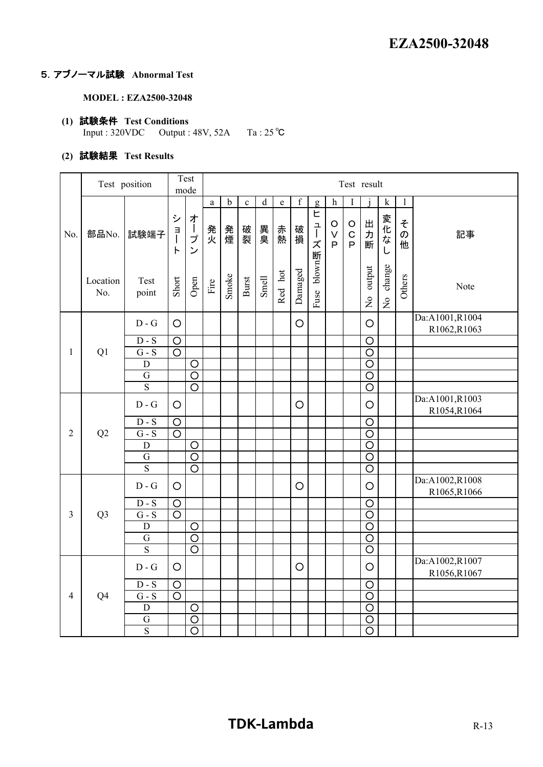## 5. アブノーマル試験 Abnormal Test

**MODEL : EZA2500-32048**

**(1) 試験条件 Test Conditions**

Input : 320VDC　　Output : 48V, 52A　　Ta : 25 ℃

**(2) 試験結果 Test Results**

| No. | Test position | | Test mode | | Test result | | | | | | | | | | | | |
|---|---|---|---|---|---|---|---|---|---|---|---|---|---|---|---|---|---|
| | | | | | a | b | c | d | e | f | g | h | I | j | k | l | |
| No. | 部品No. Location No. | 試験端子 Test point | ショート Short | オープン Open | 発火 Fire | 発煙 Smoke | 破裂 Burst | 異臭 Smell | 赤熱 Red hot | 破損 Damaged | ヒューズ断 Fuse blown | OVP | OCP | 出力断 No output | 変化なし No change | その他 Others | 記事 Note |
| 1 | Q1 | D - G | ○ | | | | | | | ○ | | | | ○ | | | Da:A1001,R1004 R1062,R1063 |
| | | D - S | ○ | | | | | | | | | | | ○ | | | |
| | | G - S | ○ | | | | | | | | | | | ○ | | | |
| | | D | | ○ | | | | | | | | | | ○ | | | |
| | | G | | ○ | | | | | | | | | | ○ | | | |
| | | S | | ○ | | | | | | | | | | ○ | | | |
| 2 | Q2 | D - G | ○ | | | | | | | ○ | | | | ○ | | | Da:A1001,R1003 R1054,R1064 |
| | | D - S | ○ | | | | | | | | | | | ○ | | | |
| | | G - S | ○ | | | | | | | | | | | ○ | | | |
| | | D | | ○ | | | | | | | | | | ○ | | | |
| | | G | | ○ | | | | | | | | | | ○ | | | |
| | | S | | ○ | | | | | | | | | | ○ | | | |
| 3 | Q3 | D - G | ○ | | | | | | | ○ | | | | ○ | | | Da:A1002,R1008 R1065,R1066 |
| | | D - S | ○ | | | | | | | | | | | ○ | | | |
| | | G - S | ○ | | | | | | | | | | | ○ | | | |
| | | D | | ○ | | | | | | | | | | ○ | | | |
| | | G | | ○ | | | | | | | | | | ○ | | | |
| | | S | | ○ | | | | | | | | | | ○ | | | |
| 4 | Q4 | D - G | ○ | | | | | | | ○ | | | | ○ | | | Da:A1002,R1007 R1056,R1067 |
| | | D - S | ○ | | | | | | | | | | | ○ | | | |
| | | G - S | ○ | | | | | | | | | | | ○ | | | |
| | | D | | ○ | | | | | | | | | | ○ | | | |
| | | G | | ○ | | | | | | | | | | ○ | | | |
| | | S | | ○ | | | | | | | | | | ○ | | | |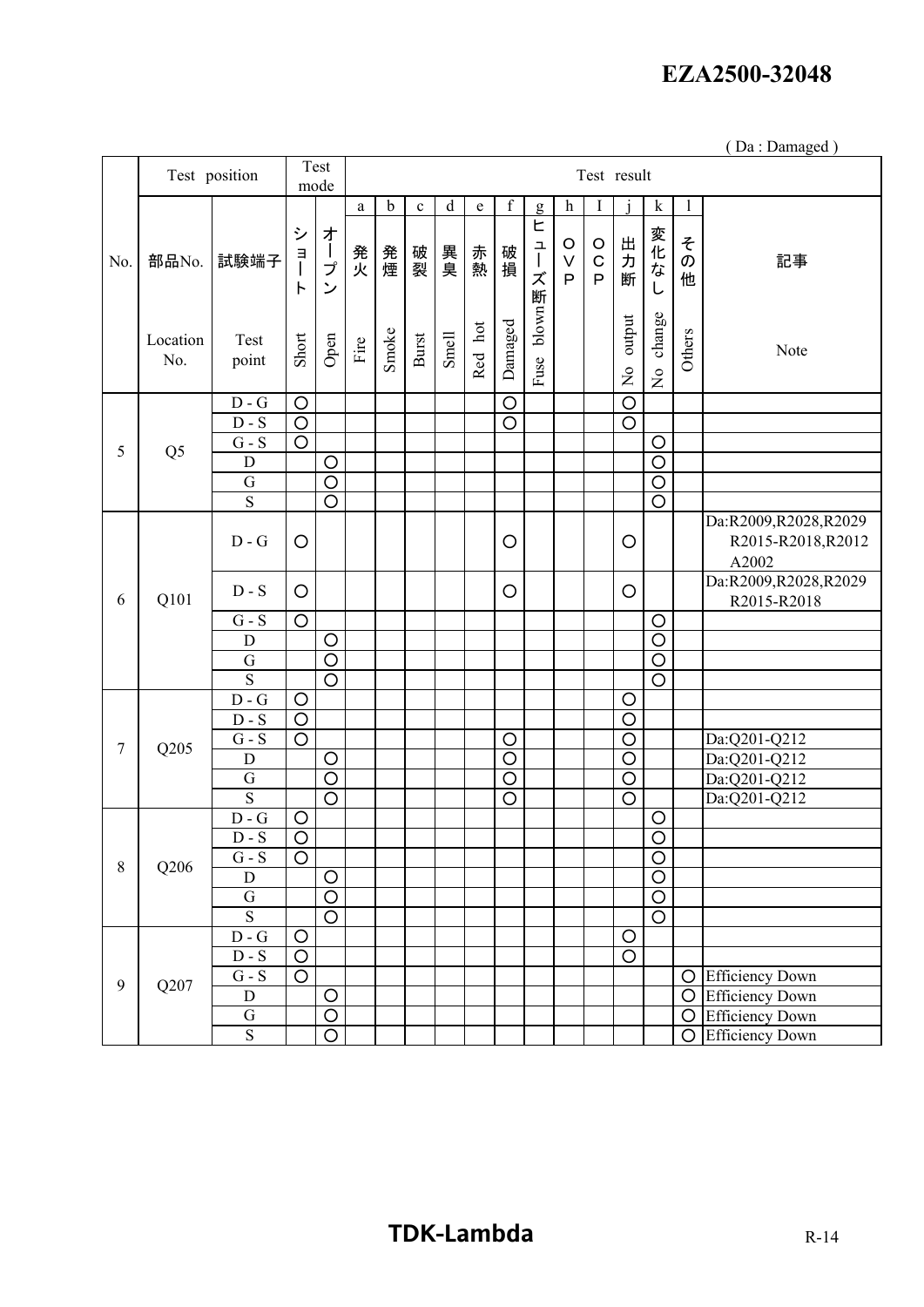( Da : Damaged )

| No. | Test position | | Test mode | | Test result | | | | | | | | | | | | |
|---|---|---|---|---|---|---|---|---|---|---|---|---|---|---|---|---|---|
| | | | | | a | b | c | d | e | f | g | h | I | j | k | l | |
| | 部品No. Location No. | 試験端子 Test point | ショート Short | オープン Open | 発火 Fire | 発煙 Smoke | 破裂 Burst | 異臭 Smell | 赤熱 Red hot | 破損 Damaged | ヒューズ断 Fuse blown | OVP | OCP | 出力断 No output | 変化なし No change | その他 Others | 記事 Note |
| 5 | Q5 | D - G | ○ | | | | | | | ○ | | | | ○ | | | |
| | | D - S | ○ | | | | | | | ○ | | | | ○ | | | |
| | | G - S | ○ | | | | | | | | | | | | ○ | | |
| | | D | | ○ | | | | | | | | | | | ○ | | |
| | | G | | ○ | | | | | | | | | | | ○ | | |
| | | S | | ○ | | | | | | | | | | | ○ | | |
| 6 | Q101 | D - G | ○ | | | | | | | ○ | | | | ○ | | | Da:R2009,R2028,R2029 R2015-R2018,R2012 A2002 |
| | | D - S | ○ | | | | | | | ○ | | | | ○ | | | Da:R2009,R2028,R2029 R2015-R2018 |
| | | G - S | ○ | | | | | | | | | | | | ○ | | |
| | | D | | ○ | | | | | | | | | | | ○ | | |
| | | G | | ○ | | | | | | | | | | | ○ | | |
| | | S | | ○ | | | | | | | | | | | ○ | | |
| 7 | Q205 | D - G | ○ | | | | | | | | | | | ○ | | | |
| | | D - S | ○ | | | | | | | | | | | ○ | | | |
| | | G - S | ○ | | | | | | | ○ | | | | ○ | | | Da:Q201-Q212 |
| | | D | | ○ | | | | | | ○ | | | | ○ | | | Da:Q201-Q212 |
| | | G | | ○ | | | | | | ○ | | | | ○ | | | Da:Q201-Q212 |
| | | S | | ○ | | | | | | ○ | | | | ○ | | | Da:Q201-Q212 |
| 8 | Q206 | D - G | ○ | | | | | | | | | | | | ○ | | |
| | | D - S | ○ | | | | | | | | | | | | ○ | | |
| | | G - S | ○ | | | | | | | | | | | | ○ | | |
| | | D | | ○ | | | | | | | | | | | ○ | | |
| | | G | | ○ | | | | | | | | | | | ○ | | |
| | | S | | ○ | | | | | | | | | | | ○ | | |
| 9 | Q207 | D - G | ○ | | | | | | | | | | | ○ | | | |
| | | D - S | ○ | | | | | | | | | | | ○ | | | |
| | | G - S | ○ | | | | | | | | | | | | | ○ | Efficiency Down |
| | | D | | ○ | | | | | | | | | | | | ○ | Efficiency Down |
| | | G | | ○ | | | | | | | | | | | | ○ | Efficiency Down |
| | | S | | ○ | | | | | | | | | | | | ○ | Efficiency Down |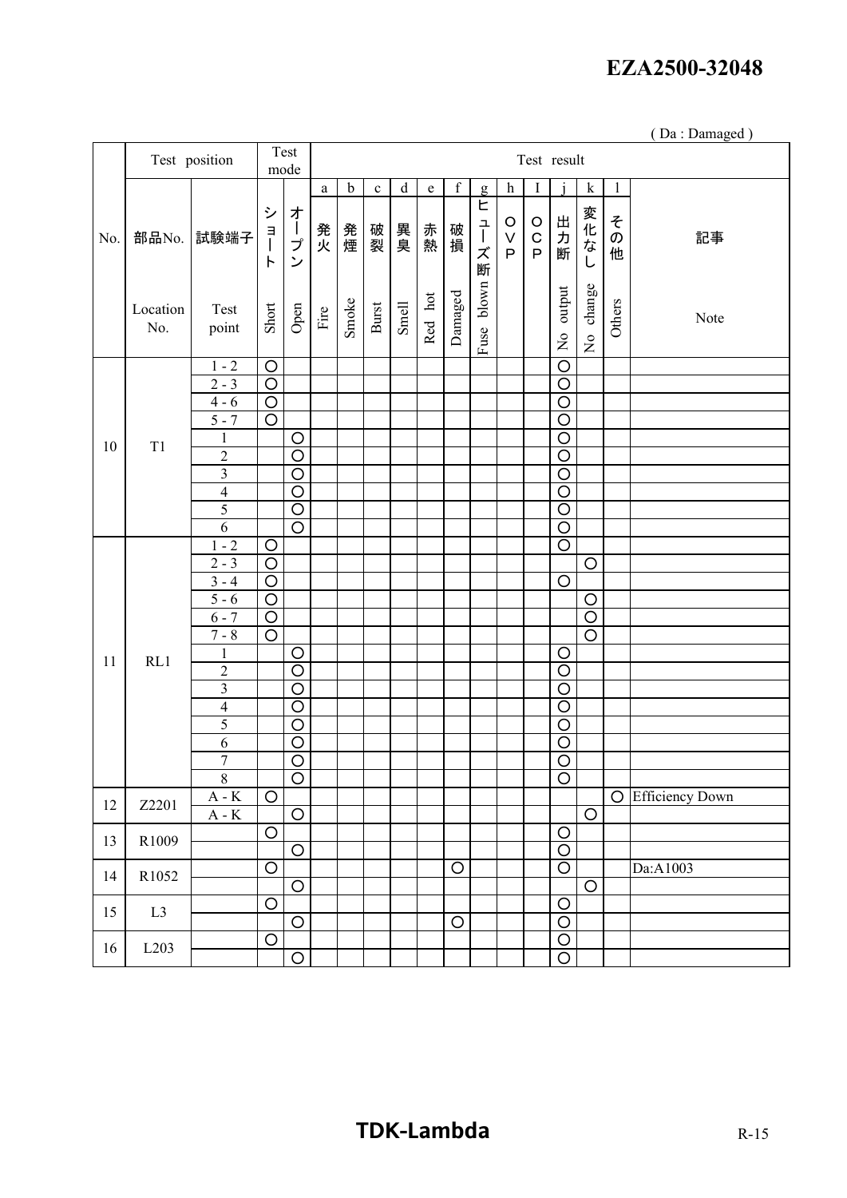( Da : Damaged )

| No. | 部品No. Location No. | 試験端子 Test point | ショート Short | オープン Open | a 発火 Fire | b 発煙 Smoke | c 破裂 Burst | d 異臭 Smell | e 赤熱 Red hot | f 破損 Damaged | g ヒューズ断 Fuse blown | h OVP | I OCP | j 出力断 No output | k 変化なし No change | l その他 Others | 記事 Note |
|---|---|---|---|---|---|---|---|---|---|---|---|---|---|---|---|---|---|
| 10 | T1 | 1 - 2 | ○ | | | | | | | | | | | ○ | | | |
| | | 2 - 3 | ○ | | | | | | | | | | | ○ | | | |
| | | 4 - 6 | ○ | | | | | | | | | | | ○ | | | |
| | | 5 - 7 | ○ | | | | | | | | | | | ○ | | | |
| | | 1 | | ○ | | | | | | | | | | ○ | | | |
| | | 2 | | ○ | | | | | | | | | | ○ | | | |
| | | 3 | | ○ | | | | | | | | | | ○ | | | |
| | | 4 | | ○ | | | | | | | | | | ○ | | | |
| | | 5 | | ○ | | | | | | | | | | ○ | | | |
| | | 6 | | ○ | | | | | | | | | | ○ | | | |
| 11 | RL1 | 1 - 2 | ○ | | | | | | | | | | | ○ | | | |
| | | 2 - 3 | ○ | | | | | | | | | | | | ○ | | |
| | | 3 - 4 | ○ | | | | | | | | | | | ○ | | | |
| | | 5 - 6 | ○ | | | | | | | | | | | | ○ | | |
| | | 6 - 7 | ○ | | | | | | | | | | | | ○ | | |
| | | 7 - 8 | ○ | | | | | | | | | | | | ○ | | |
| | | 1 | | ○ | | | | | | | | | | ○ | | | |
| | | 2 | | ○ | | | | | | | | | | ○ | | | |
| | | 3 | | ○ | | | | | | | | | | ○ | | | |
| | | 4 | | ○ | | | | | | | | | | ○ | | | |
| | | 5 | | ○ | | | | | | | | | | ○ | | | |
| | | 6 | | ○ | | | | | | | | | | ○ | | | |
| | | 7 | | ○ | | | | | | | | | | ○ | | | |
| | | 8 | | ○ | | | | | | | | | | ○ | | | |
| 12 | Z2201 | A - K | ○ | | | | | | | | | | | | | ○ | Efficiency Down |
| | | A - K | | ○ | | | | | | | | | | | ○ | | |
| 13 | R1009 | | ○ | | | | | | | | | | | ○ | | | |
| | | | | ○ | | | | | | | | | | ○ | | | |
| 14 | R1052 | | ○ | | | | | | | ○ | | | | ○ | | | Da:A1003 |
| | | | | ○ | | | | | | | | | | | ○ | | |
| 15 | L3 | | ○ | | | | | | | | | | | ○ | | | |
| | | | | ○ | | | | | | ○ | | | | ○ | | | |
| 16 | L203 | | ○ | | | | | | | | | | | ○ | | | |
| | | | | ○ | | | | | | | | | | ○ | | | |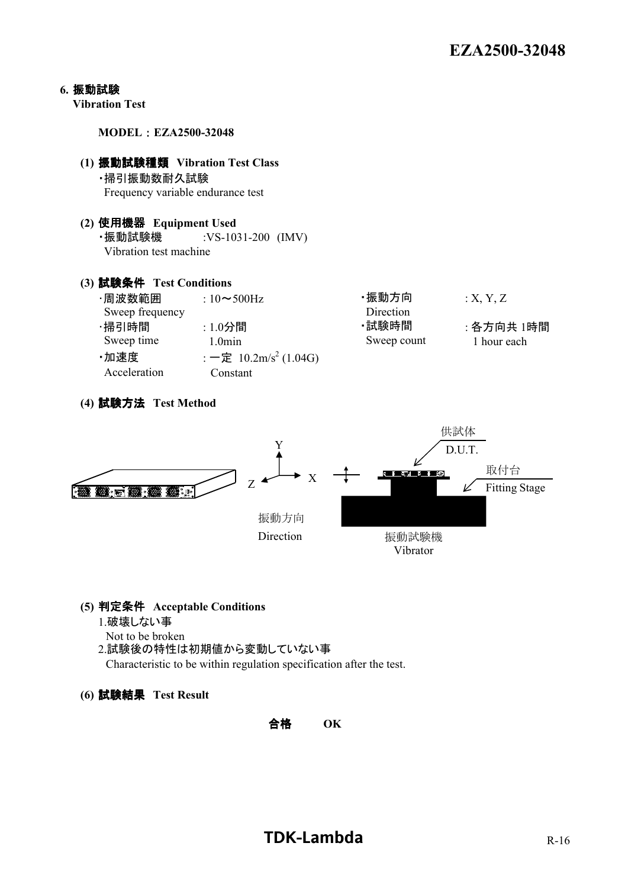## 6. 振動試験
**Vibration Test**

**MODEL：EZA2500-32048**

### (1) 振動試験種類 Vibration Test Class

・掃引振動数耐久試験
Frequency variable endurance test

### (2) 使用機器 Equipment Used

・振動試験機 :VS-1031-200 (IMV)
Vibration test machine

### (3) 試験条件 Test Conditions

| | | | |
|---|---|---|---|
| ･周波数範囲 Sweep frequency | : 10～500Hz | ･振動方向 Direction | : X, Y, Z |
| ･掃引時間 Sweep time | : 1.0分間 1.0min | ･試験時間 Sweep count | : 各方向共 1時間 1 hour each |
| ･加速度 Acceleration | : 一定 $10.2m/s^2$ (1.04G) Constant | | |

### (4) 試験方法 Test Method

Y, X, Z

振動方向
Direction

供試体
D.U.T.

取付台
Fitting Stage

振動試験機
Vibrator

### (5) 判定条件 Acceptable Conditions

1.破壊しない事
Not to be broken

2.試験後の特性は初期値から変動していない事
Characteristic to be within regulation specification after the test.

### (6) 試験結果 Test Result

**合格 OK**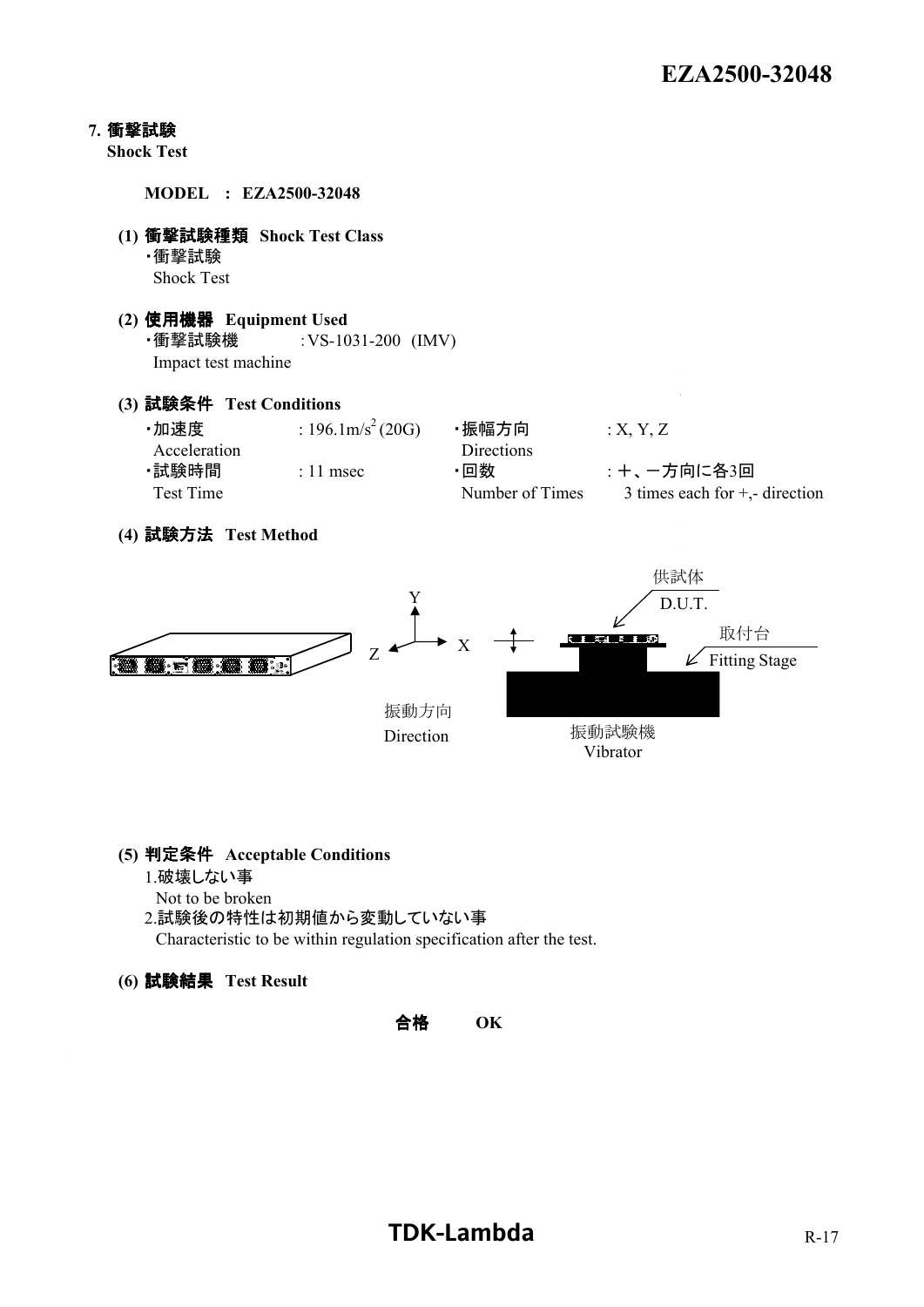## 7. 衝撃試験
**Shock Test**

**MODEL : EZA2500-32048**

**(1) 衝撃試験種類 Shock Test Class**

・衝撃試験
Shock Test

**(2) 使用機器 Equipment Used**

・衝撃試験機 : VS-1031-200 (IMV)
Impact test machine

**(3) 試験条件 Test Conditions**

| | | | |
|---|---|---|---|
| ・加速度 Acceleration | : 196.1m/s$^2$ (20G) | ・振幅方向 Directions | : X, Y, Z |
| ・試験時間 Test Time | : 11 msec | ・回数 Number of Times | : ＋、－方向に各3回 3 times each for +,- direction |

**(4) 試験方法 Test Method**

Y
Z X

振動方向
Direction

供試体
D.U.T.

取付台
Fitting Stage

振動試験機
Vibrator

**(5) 判定条件 Acceptable Conditions**

1.破壊しない事
Not to be broken

2.試験後の特性は初期値から変動していない事
Characteristic to be within regulation specification after the test.

**(6) 試験結果 Test Result**

**合格 OK**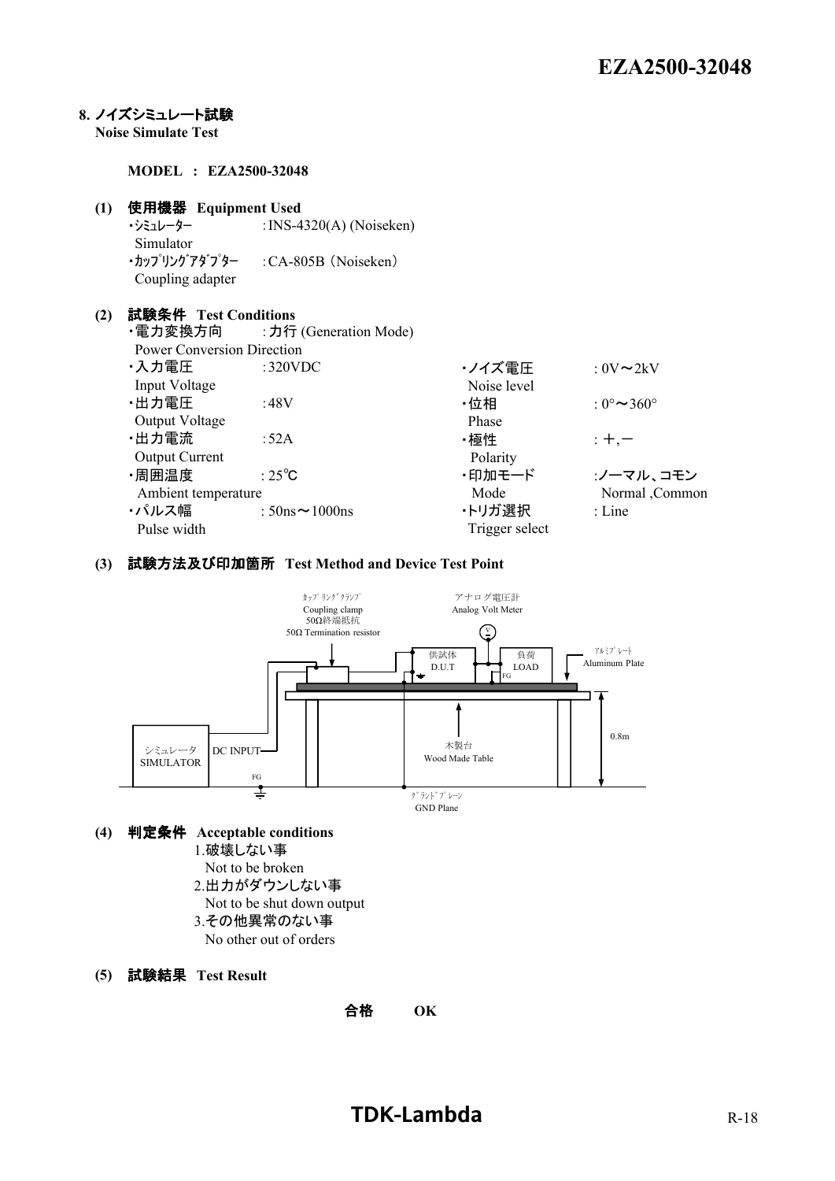## 8. ノイズシミュレート試験
**Noise Simulate Test**

**MODEL : EZA2500-32048**

**(1) 使用機器 Equipment Used**

- ・シミュレーター Simulator : INS-4320(A) (Noiseken)
- ・カップリングアダプター Coupling adapter : CA-805B（Noiseken）

**(2) 試験条件 Test Conditions**

- ・電力変換方向 Power Conversion Direction : 力行 (Generation Mode)
- ・入力電圧 Input Voltage : 320VDC
- ・出力電圧 Output Voltage : 48V
- ・出力電流 Output Current : 52A
- ・周囲温度 Ambient temperature : 25℃
- ・パルス幅 Pulse width : 50ns～1000ns
- ・ノイズ電圧 Noise level : 0V～2kV
- ・位相 Phase : 0°～360°
- ・極性 Polarity : ＋,－
- ・印加モード Mode : ノーマル、コモン Normal ,Common
- ・トリガ選択 Trigger select : Line

**(3) 試験方法及び印加箇所 Test Method and Device Test Point**

カップリングクランプ Coupling clamp 50Ω終端抵抗 50Ω Termination resistor
アナログ電圧計 Analog Volt Meter
供試体 D.U.T
負荷 LOAD
FG
アルミプレート Aluminum Plate
シミュレータ SIMULATOR
DC INPUT
FG
木製台 Wood Made Table
0.8m
グランドプレーン GND Plane

**(4) 判定条件 Acceptable conditions**

1.破壊しない事
Not to be broken
2.出力がダウンしない事
Not to be shut down output
3.その他異常のない事
No other out of orders

**(5) 試験結果 Test Result**

**合格 OK**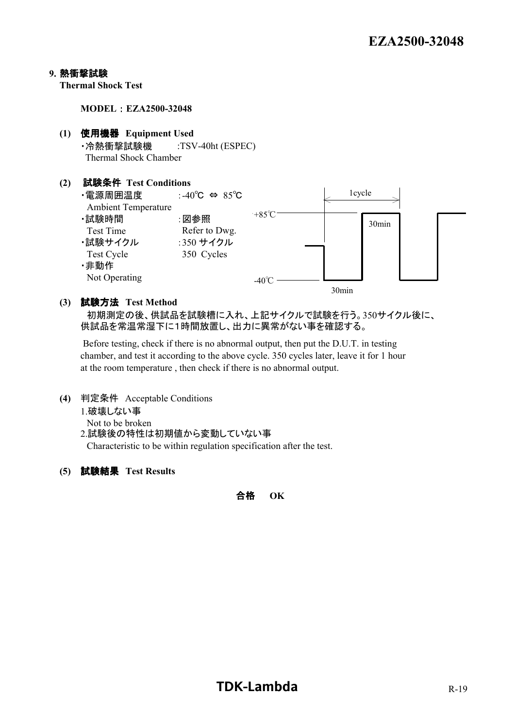## 9. 熱衝撃試験
**Thermal Shock Test**

**MODEL：EZA2500-32048**

**(1) 使用機器 Equipment Used**

・冷熱衝撃試験機 :TSV-40ht (ESPEC)
Thermal Shock Chamber

**(2) 試験条件 Test Conditions**

・電源周囲温度 : -40℃ ⇔ 85℃
Ambient Temperature
・試験時間 : 図参照
Test Time Refer to Dwg.
・試験サイクル : 350 サイクル
Test Cycle 350 Cycles
・非動作
Not Operating

1cycle
+85℃
30min
-40℃
30min

**(3) 試験方法 Test Method**

初期測定の後、供試品を試験槽に入れ、上記サイクルで試験を行う。350サイクル後に、供試品を常温常湿下に1時間放置し、出力に異常がない事を確認する。

Before testing, check if there is no abnormal output, then put the D.U.T. in testing chamber, and test it according to the above cycle. 350 cycles later, leave it for 1 hour at the room temperature , then check if there is no abnormal output.

**(4)** 判定条件 Acceptable Conditions

1.破壊しない事
Not to be broken
2.試験後の特性は初期値から変動していない事
Characteristic to be within regulation specification after the test.

**(5) 試験結果 Test Results**

**合格 OK**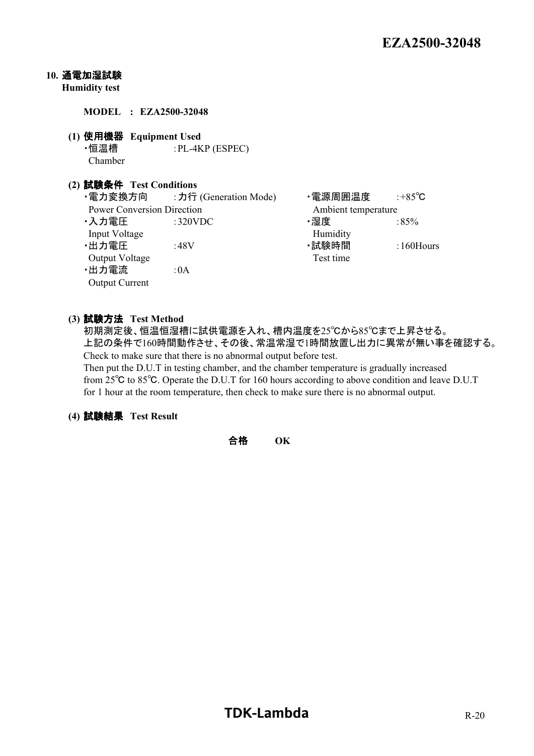## 10. 通電加湿試験
**Humidity test**

**MODEL : EZA2500-32048**

**(1) 使用機器 Equipment Used**

・恒温槽 Chamber : PL-4KP (ESPEC)

**(2) 試験条件 Test Conditions**

| | | | |
|---|---|---|---|
| ・電力変換方向 Power Conversion Direction | : 力行 (Generation Mode) | ・電源周囲温度 Ambient temperature | : +85℃ |
| ・入力電圧 Input Voltage | : 320VDC | ・湿度 Humidity | : 85% |
| ・出力電圧 Output Voltage | : 48V | ・試験時間 Test time | : 160Hours |
| ・出力電流 Output Current | : 0A | | |

**(3) 試験方法 Test Method**

初期測定後、恒温恒湿槽に試供電源を入れ、槽内温度を25℃から85℃まで上昇させる。
上記の条件で160時間動作させ、その後、常温常湿で1時間放置し出力に異常が無い事を確認する。
Check to make sure that there is no abnormal output before test.
Then put the D.U.T in testing chamber, and the chamber temperature is gradually increased from 25℃ to 85℃. Operate the D.U.T for 160 hours according to above condition and leave D.U.T for 1 hour at the room temperature, then check to make sure there is no abnormal output.

**(4) 試験結果 Test Result**

**合格 OK**